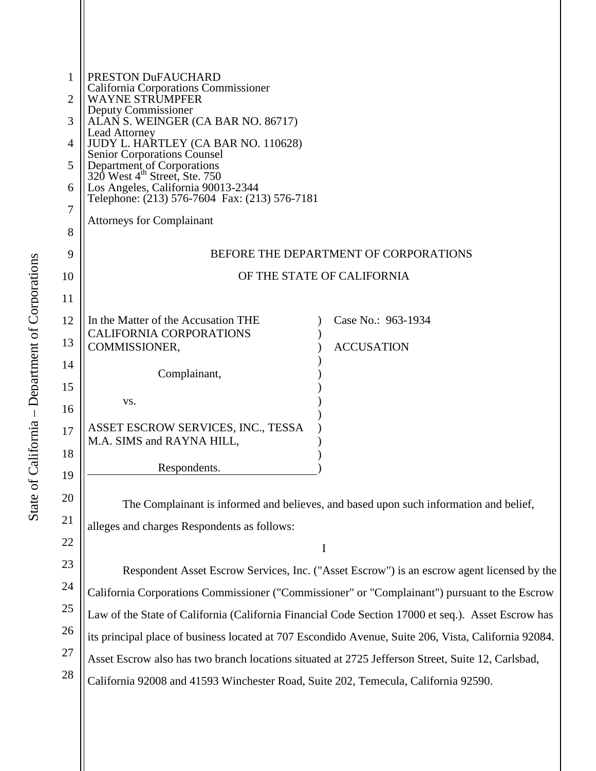PRESTON DuFAUCHARD
California Corporations Commissioner
WAYNE STRUMPFER
Deputy Commissioner
ALAN S. WEINGER (CA BAR NO. 86717)
Lead Attorney
JUDY L. HARTLEY (CA BAR NO. 110628)
Senior Corporations Counsel
Department of Corporations
320 West 4th Street, Ste. 750
Los Angeles, California 90013-2344
Telephone: (213) 576-7604 Fax: (213) 576-7181

Attorneys for Complainant

BEFORE THE DEPARTMENT OF CORPORATIONS

OF THE STATE OF CALIFORNIA

In the Matter of the Accusation THE CALIFORNIA CORPORATIONS COMMISSIONER,

Complainant,

vs.

ASSET ESCROW SERVICES, INC., TESSA M.A. SIMS and RAYNA HILL,

Respondents.

Case No.: 963-1934

ACCUSATION

The Complainant is informed and believes, and based upon such information and belief, alleges and charges Respondents as follows:

I

Respondent Asset Escrow Services, Inc. ("Asset Escrow") is an escrow agent licensed by the California Corporations Commissioner ("Commissioner" or "Complainant") pursuant to the Escrow Law of the State of California (California Financial Code Section 17000 et seq.). Asset Escrow has its principal place of business located at 707 Escondido Avenue, Suite 206, Vista, California 92084. Asset Escrow also has two branch locations situated at 2725 Jefferson Street, Suite 12, Carlsbad, California 92008 and 41593 Winchester Road, Suite 202, Temecula, California 92590.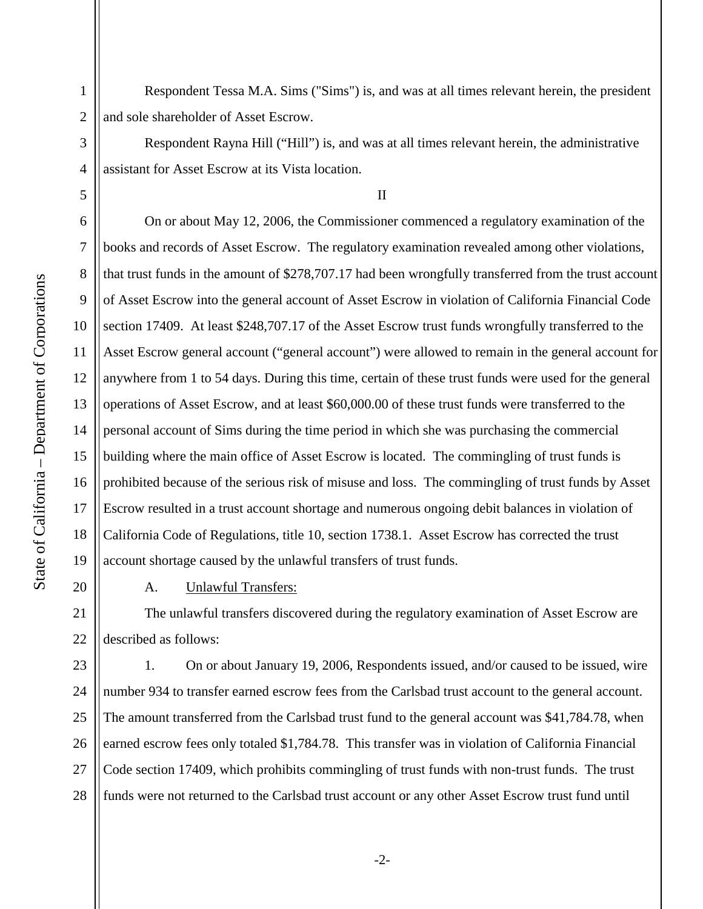Respondent Tessa M.A. Sims ("Sims") is, and was at all times relevant herein, the president and sole shareholder of Asset Escrow.

Respondent Rayna Hill ("Hill") is, and was at all times relevant herein, the administrative assistant for Asset Escrow at its Vista location.

II

On or about May 12, 2006, the Commissioner commenced a regulatory examination of the books and records of Asset Escrow. The regulatory examination revealed among other violations, that trust funds in the amount of $278,707.17 had been wrongfully transferred from the trust account of Asset Escrow into the general account of Asset Escrow in violation of California Financial Code section 17409. At least $248,707.17 of the Asset Escrow trust funds wrongfully transferred to the Asset Escrow general account ("general account") were allowed to remain in the general account for anywhere from 1 to 54 days. During this time, certain of these trust funds were used for the general operations of Asset Escrow, and at least $60,000.00 of these trust funds were transferred to the personal account of Sims during the time period in which she was purchasing the commercial building where the main office of Asset Escrow is located. The commingling of trust funds is prohibited because of the serious risk of misuse and loss. The commingling of trust funds by Asset Escrow resulted in a trust account shortage and numerous ongoing debit balances in violation of California Code of Regulations, title 10, section 1738.1. Asset Escrow has corrected the trust account shortage caused by the unlawful transfers of trust funds.

A. Unlawful Transfers:

The unlawful transfers discovered during the regulatory examination of Asset Escrow are described as follows:

1. On or about January 19, 2006, Respondents issued, and/or caused to be issued, wire number 934 to transfer earned escrow fees from the Carlsbad trust account to the general account. The amount transferred from the Carlsbad trust fund to the general account was $41,784.78, when earned escrow fees only totaled $1,784.78. This transfer was in violation of California Financial Code section 17409, which prohibits commingling of trust funds with non-trust funds. The trust funds were not returned to the Carlsbad trust account or any other Asset Escrow trust fund until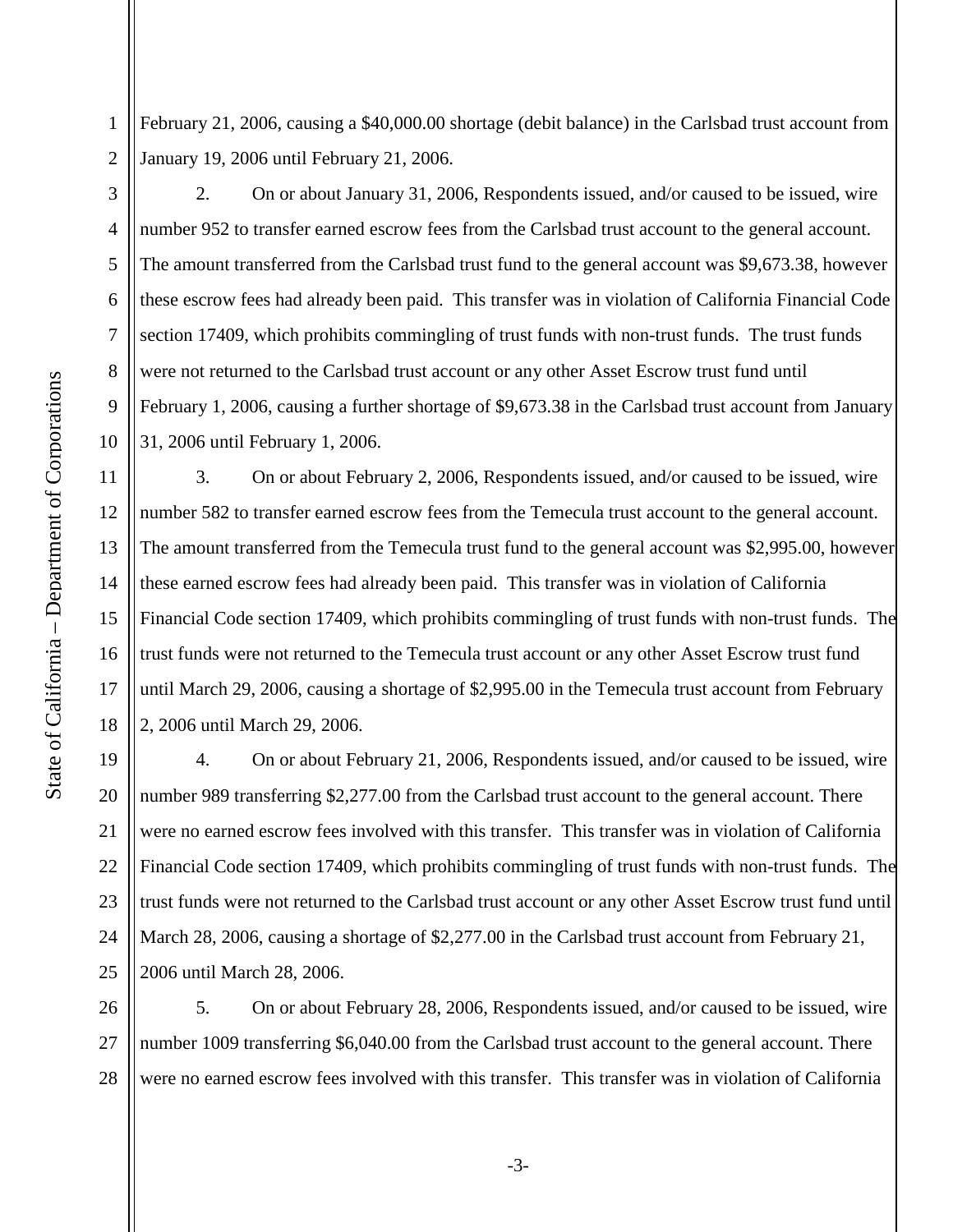February 21, 2006, causing a $40,000.00 shortage (debit balance) in the Carlsbad trust account from January 19, 2006 until February 21, 2006.

2. On or about January 31, 2006, Respondents issued, and/or caused to be issued, wire number 952 to transfer earned escrow fees from the Carlsbad trust account to the general account. The amount transferred from the Carlsbad trust fund to the general account was $9,673.38, however these escrow fees had already been paid. This transfer was in violation of California Financial Code section 17409, which prohibits commingling of trust funds with non-trust funds. The trust funds were not returned to the Carlsbad trust account or any other Asset Escrow trust fund until February 1, 2006, causing a further shortage of $9,673.38 in the Carlsbad trust account from January 31, 2006 until February 1, 2006.

3. On or about February 2, 2006, Respondents issued, and/or caused to be issued, wire number 582 to transfer earned escrow fees from the Temecula trust account to the general account. The amount transferred from the Temecula trust fund to the general account was $2,995.00, however these earned escrow fees had already been paid. This transfer was in violation of California Financial Code section 17409, which prohibits commingling of trust funds with non-trust funds. The trust funds were not returned to the Temecula trust account or any other Asset Escrow trust fund until March 29, 2006, causing a shortage of $2,995.00 in the Temecula trust account from February 2, 2006 until March 29, 2006.

4. On or about February 21, 2006, Respondents issued, and/or caused to be issued, wire number 989 transferring $2,277.00 from the Carlsbad trust account to the general account. There were no earned escrow fees involved with this transfer. This transfer was in violation of California Financial Code section 17409, which prohibits commingling of trust funds with non-trust funds. The trust funds were not returned to the Carlsbad trust account or any other Asset Escrow trust fund until March 28, 2006, causing a shortage of $2,277.00 in the Carlsbad trust account from February 21, 2006 until March 28, 2006.

5. On or about February 28, 2006, Respondents issued, and/or caused to be issued, wire number 1009 transferring $6,040.00 from the Carlsbad trust account to the general account. There were no earned escrow fees involved with this transfer. This transfer was in violation of California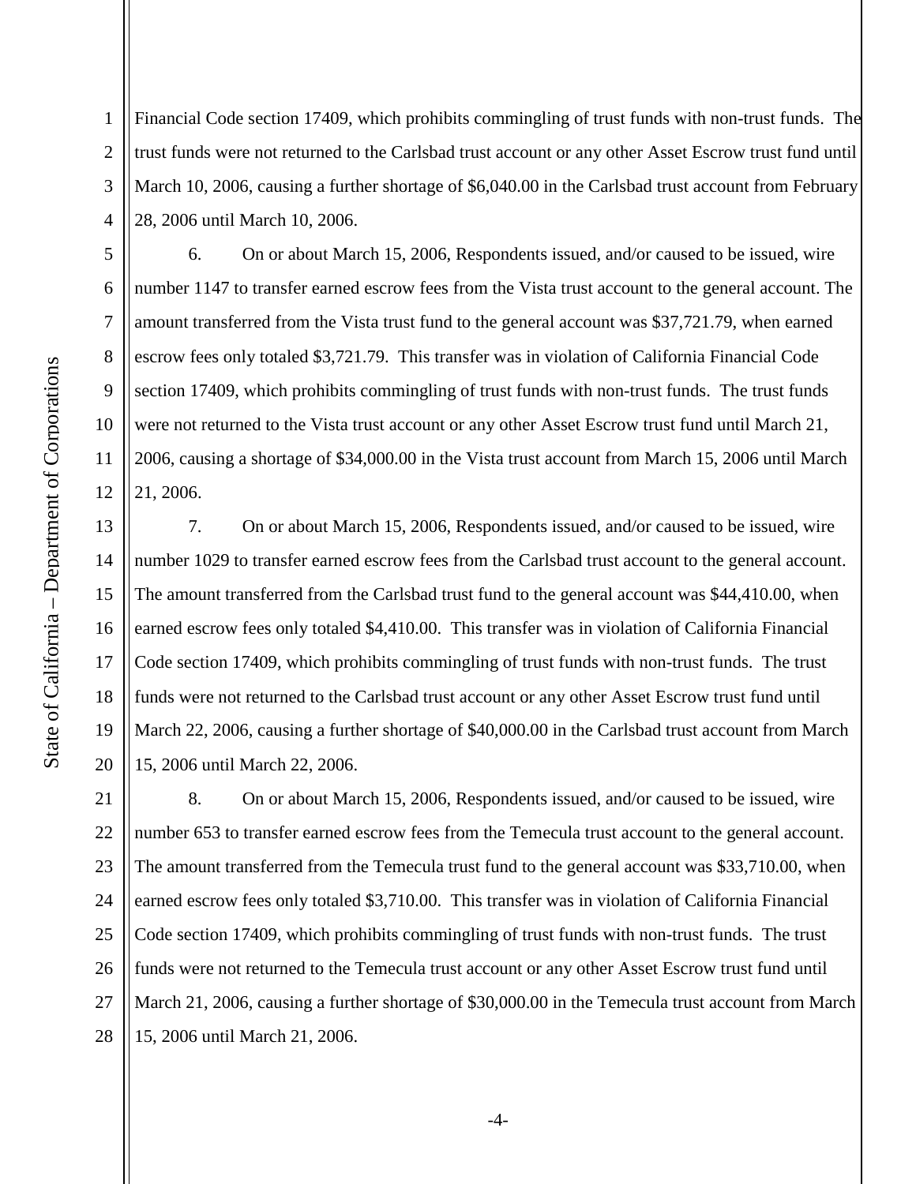Financial Code section 17409, which prohibits commingling of trust funds with non-trust funds. The trust funds were not returned to the Carlsbad trust account or any other Asset Escrow trust fund until March 10, 2006, causing a further shortage of $6,040.00 in the Carlsbad trust account from February 28, 2006 until March 10, 2006.

6. On or about March 15, 2006, Respondents issued, and/or caused to be issued, wire number 1147 to transfer earned escrow fees from the Vista trust account to the general account. The amount transferred from the Vista trust fund to the general account was $37,721.79, when earned escrow fees only totaled $3,721.79. This transfer was in violation of California Financial Code section 17409, which prohibits commingling of trust funds with non-trust funds. The trust funds were not returned to the Vista trust account or any other Asset Escrow trust fund until March 21, 2006, causing a shortage of $34,000.00 in the Vista trust account from March 15, 2006 until March 21, 2006.

7. On or about March 15, 2006, Respondents issued, and/or caused to be issued, wire number 1029 to transfer earned escrow fees from the Carlsbad trust account to the general account. The amount transferred from the Carlsbad trust fund to the general account was $44,410.00, when earned escrow fees only totaled $4,410.00. This transfer was in violation of California Financial Code section 17409, which prohibits commingling of trust funds with non-trust funds. The trust funds were not returned to the Carlsbad trust account or any other Asset Escrow trust fund until March 22, 2006, causing a further shortage of $40,000.00 in the Carlsbad trust account from March 15, 2006 until March 22, 2006.

8. On or about March 15, 2006, Respondents issued, and/or caused to be issued, wire number 653 to transfer earned escrow fees from the Temecula trust account to the general account. The amount transferred from the Temecula trust fund to the general account was $33,710.00, when earned escrow fees only totaled $3,710.00. This transfer was in violation of California Financial Code section 17409, which prohibits commingling of trust funds with non-trust funds. The trust funds were not returned to the Temecula trust account or any other Asset Escrow trust fund until March 21, 2006, causing a further shortage of $30,000.00 in the Temecula trust account from March 15, 2006 until March 21, 2006.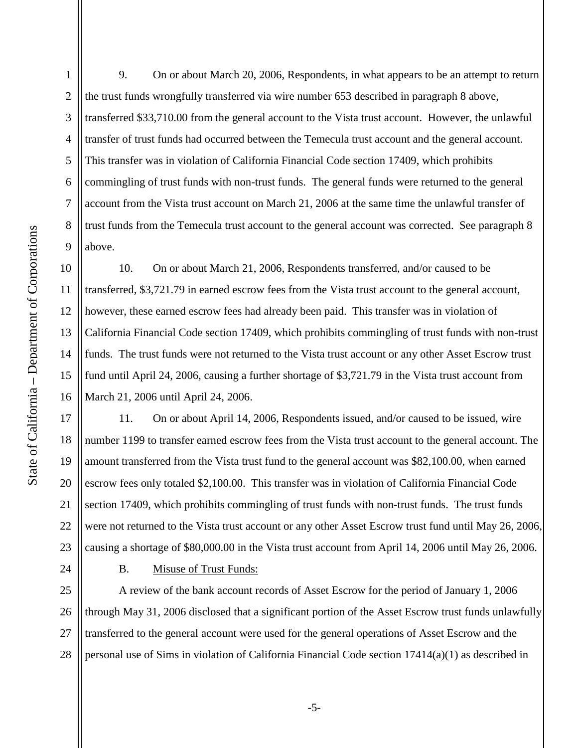9. On or about March 20, 2006, Respondents, in what appears to be an attempt to return the trust funds wrongfully transferred via wire number 653 described in paragraph 8 above, transferred $33,710.00 from the general account to the Vista trust account. However, the unlawful transfer of trust funds had occurred between the Temecula trust account and the general account. This transfer was in violation of California Financial Code section 17409, which prohibits commingling of trust funds with non-trust funds. The general funds were returned to the general account from the Vista trust account on March 21, 2006 at the same time the unlawful transfer of trust funds from the Temecula trust account to the general account was corrected. See paragraph 8 above.

10. On or about March 21, 2006, Respondents transferred, and/or caused to be transferred, $3,721.79 in earned escrow fees from the Vista trust account to the general account, however, these earned escrow fees had already been paid. This transfer was in violation of California Financial Code section 17409, which prohibits commingling of trust funds with non-trust funds. The trust funds were not returned to the Vista trust account or any other Asset Escrow trust fund until April 24, 2006, causing a further shortage of $3,721.79 in the Vista trust account from March 21, 2006 until April 24, 2006.

11. On or about April 14, 2006, Respondents issued, and/or caused to be issued, wire number 1199 to transfer earned escrow fees from the Vista trust account to the general account. The amount transferred from the Vista trust fund to the general account was $82,100.00, when earned escrow fees only totaled $2,100.00. This transfer was in violation of California Financial Code section 17409, which prohibits commingling of trust funds with non-trust funds. The trust funds were not returned to the Vista trust account or any other Asset Escrow trust fund until May 26, 2006, causing a shortage of $80,000.00 in the Vista trust account from April 14, 2006 until May 26, 2006.

B. <u>Misuse of Trust Funds:</u>

A review of the bank account records of Asset Escrow for the period of January 1, 2006 through May 31, 2006 disclosed that a significant portion of the Asset Escrow trust funds unlawfully transferred to the general account were used for the general operations of Asset Escrow and the personal use of Sims in violation of California Financial Code section 17414(a)(1) as described in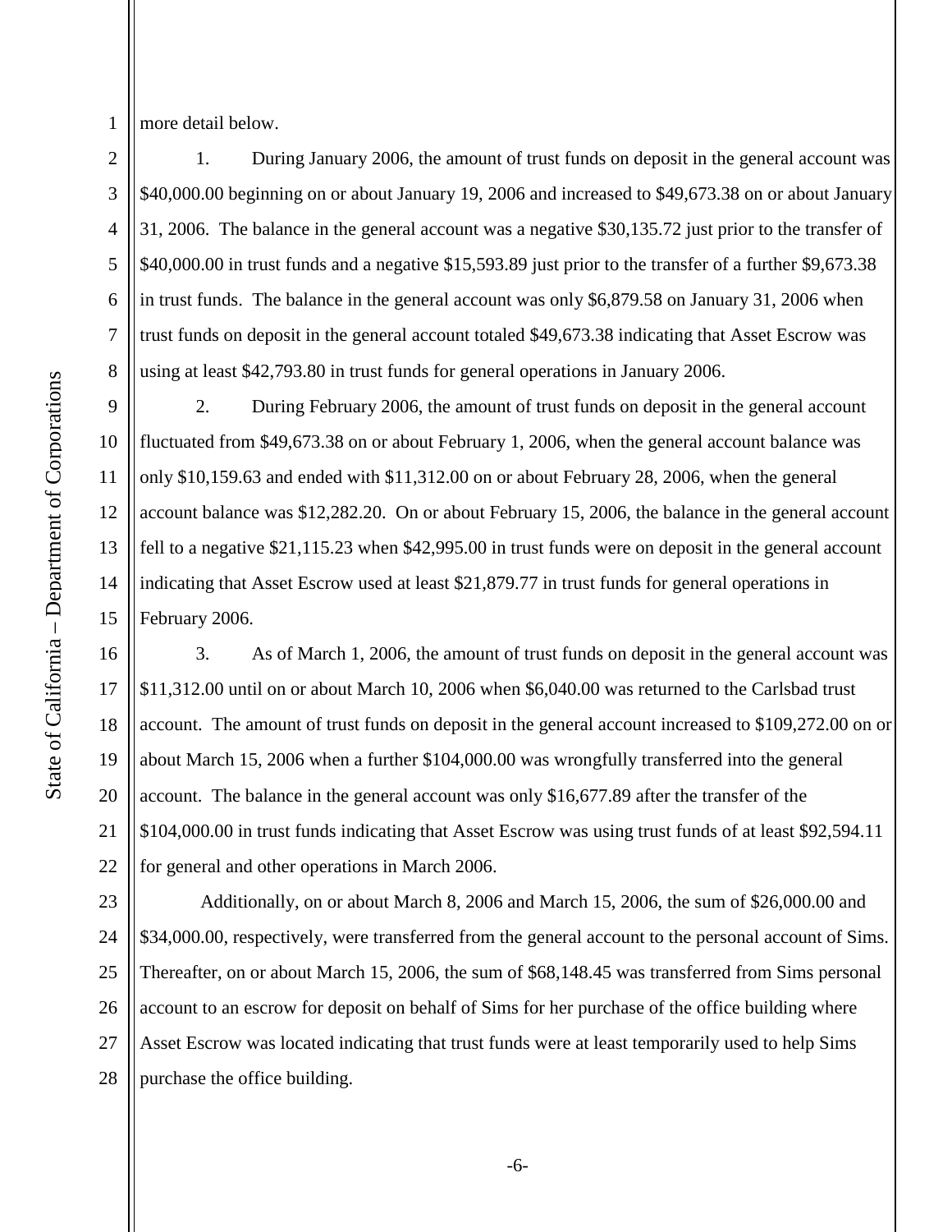more detail below.

1. During January 2006, the amount of trust funds on deposit in the general account was $40,000.00 beginning on or about January 19, 2006 and increased to $49,673.38 on or about January 31, 2006. The balance in the general account was a negative $30,135.72 just prior to the transfer of $40,000.00 in trust funds and a negative $15,593.89 just prior to the transfer of a further $9,673.38 in trust funds. The balance in the general account was only $6,879.58 on January 31, 2006 when trust funds on deposit in the general account totaled $49,673.38 indicating that Asset Escrow was using at least $42,793.80 in trust funds for general operations in January 2006.

2. During February 2006, the amount of trust funds on deposit in the general account fluctuated from $49,673.38 on or about February 1, 2006, when the general account balance was only $10,159.63 and ended with $11,312.00 on or about February 28, 2006, when the general account balance was $12,282.20. On or about February 15, 2006, the balance in the general account fell to a negative $21,115.23 when $42,995.00 in trust funds were on deposit in the general account indicating that Asset Escrow used at least $21,879.77 in trust funds for general operations in February 2006.

3. As of March 1, 2006, the amount of trust funds on deposit in the general account was $11,312.00 until on or about March 10, 2006 when $6,040.00 was returned to the Carlsbad trust account. The amount of trust funds on deposit in the general account increased to $109,272.00 on or about March 15, 2006 when a further $104,000.00 was wrongfully transferred into the general account. The balance in the general account was only $16,677.89 after the transfer of the $104,000.00 in trust funds indicating that Asset Escrow was using trust funds of at least $92,594.11 for general and other operations in March 2006.

Additionally, on or about March 8, 2006 and March 15, 2006, the sum of $26,000.00 and $34,000.00, respectively, were transferred from the general account to the personal account of Sims. Thereafter, on or about March 15, 2006, the sum of $68,148.45 was transferred from Sims personal account to an escrow for deposit on behalf of Sims for her purchase of the office building where Asset Escrow was located indicating that trust funds were at least temporarily used to help Sims purchase the office building.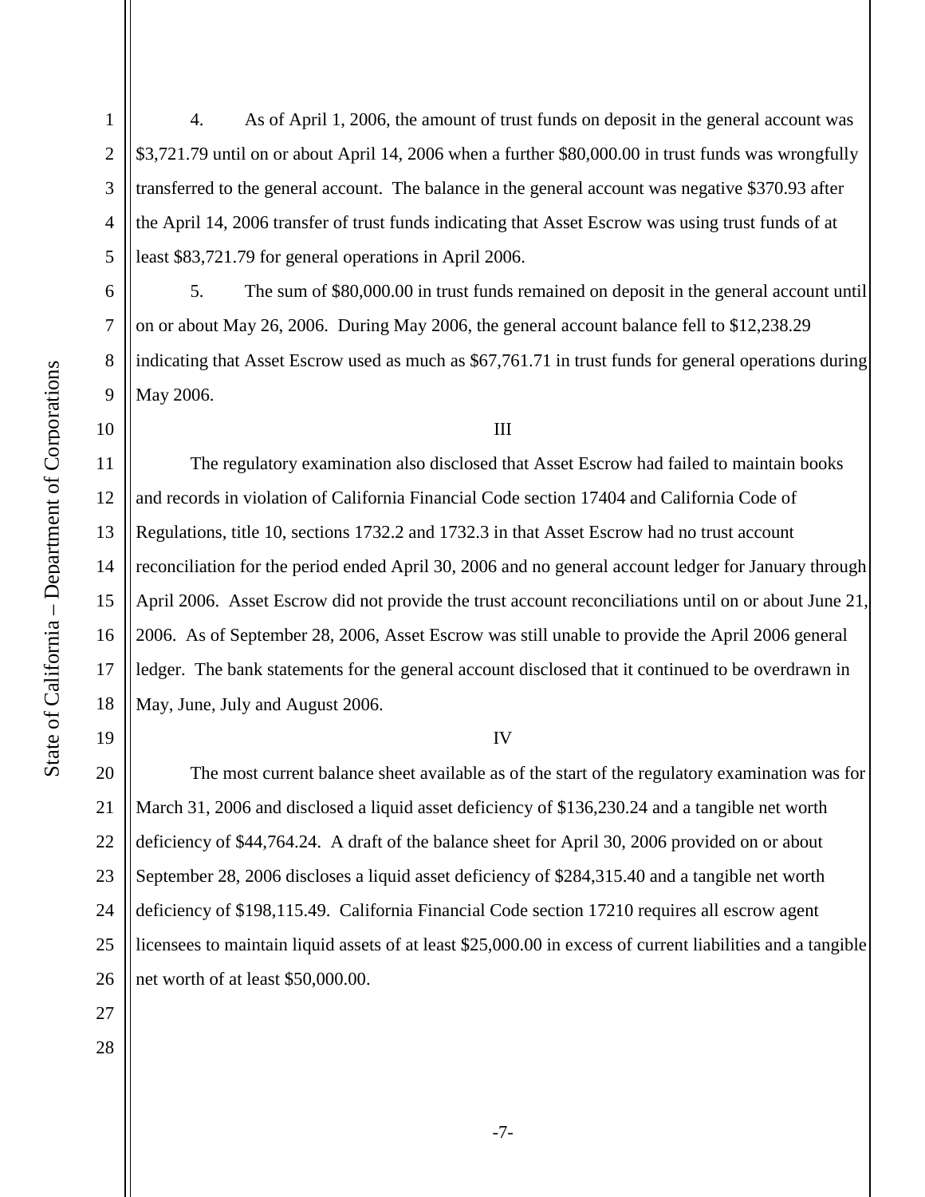4. As of April 1, 2006, the amount of trust funds on deposit in the general account was $3,721.79 until on or about April 14, 2006 when a further $80,000.00 in trust funds was wrongfully transferred to the general account. The balance in the general account was negative $370.93 after the April 14, 2006 transfer of trust funds indicating that Asset Escrow was using trust funds of at least $83,721.79 for general operations in April 2006.

5. The sum of $80,000.00 in trust funds remained on deposit in the general account until on or about May 26, 2006. During May 2006, the general account balance fell to $12,238.29 indicating that Asset Escrow used as much as $67,761.71 in trust funds for general operations during May 2006.

III

The regulatory examination also disclosed that Asset Escrow had failed to maintain books and records in violation of California Financial Code section 17404 and California Code of Regulations, title 10, sections 1732.2 and 1732.3 in that Asset Escrow had no trust account reconciliation for the period ended April 30, 2006 and no general account ledger for January through April 2006. Asset Escrow did not provide the trust account reconciliations until on or about June 21, 2006. As of September 28, 2006, Asset Escrow was still unable to provide the April 2006 general ledger. The bank statements for the general account disclosed that it continued to be overdrawn in May, June, July and August 2006.

IV

The most current balance sheet available as of the start of the regulatory examination was for March 31, 2006 and disclosed a liquid asset deficiency of $136,230.24 and a tangible net worth deficiency of $44,764.24. A draft of the balance sheet for April 30, 2006 provided on or about September 28, 2006 discloses a liquid asset deficiency of $284,315.40 and a tangible net worth deficiency of $198,115.49. California Financial Code section 17210 requires all escrow agent licensees to maintain liquid assets of at least $25,000.00 in excess of current liabilities and a tangible net worth of at least $50,000.00.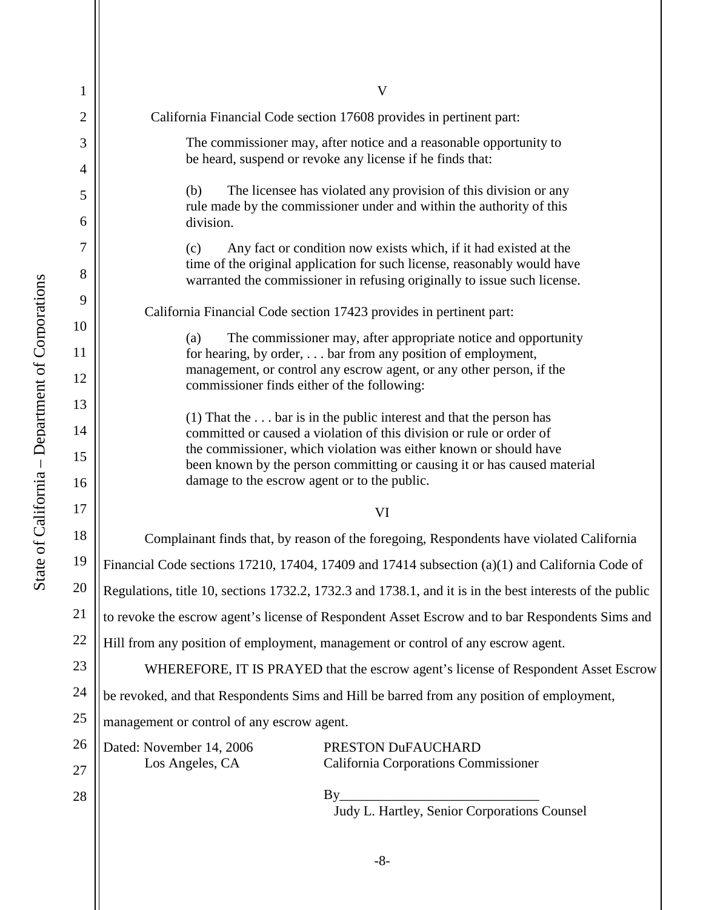V

California Financial Code section 17608 provides in pertinent part:

> The commissioner may, after notice and a reasonable opportunity to be heard, suspend or revoke any license if he finds that:
>
> (b) The licensee has violated any provision of this division or any rule made by the commissioner under and within the authority of this division.
>
> (c) Any fact or condition now exists which, if it had existed at the time of the original application for such license, reasonably would have warranted the commissioner in refusing originally to issue such license.

California Financial Code section 17423 provides in pertinent part:

> (a) The commissioner may, after appropriate notice and opportunity for hearing, by order, . . . bar from any position of employment, management, or control any escrow agent, or any other person, if the commissioner finds either of the following:
>
> (1) That the . . . bar is in the public interest and that the person has committed or caused a violation of this division or rule or order of the commissioner, which violation was either known or should have been known by the person committing or causing it or has caused material damage to the escrow agent or to the public.

VI

Complainant finds that, by reason of the foregoing, Respondents have violated California Financial Code sections 17210, 17404, 17409 and 17414 subsection (a)(1) and California Code of Regulations, title 10, sections 1732.2, 1732.3 and 1738.1, and it is in the best interests of the public to revoke the escrow agent's license of Respondent Asset Escrow and to bar Respondents Sims and Hill from any position of employment, management or control of any escrow agent.

WHEREFORE, IT IS PRAYED that the escrow agent's license of Respondent Asset Escrow be revoked, and that Respondents Sims and Hill be barred from any position of employment, management or control of any escrow agent.

Dated: November 14, 2006
Los Angeles, CA

PRESTON DuFAUCHARD
California Corporations Commissioner

By____________________________
Judy L. Hartley, Senior Corporations Counsel